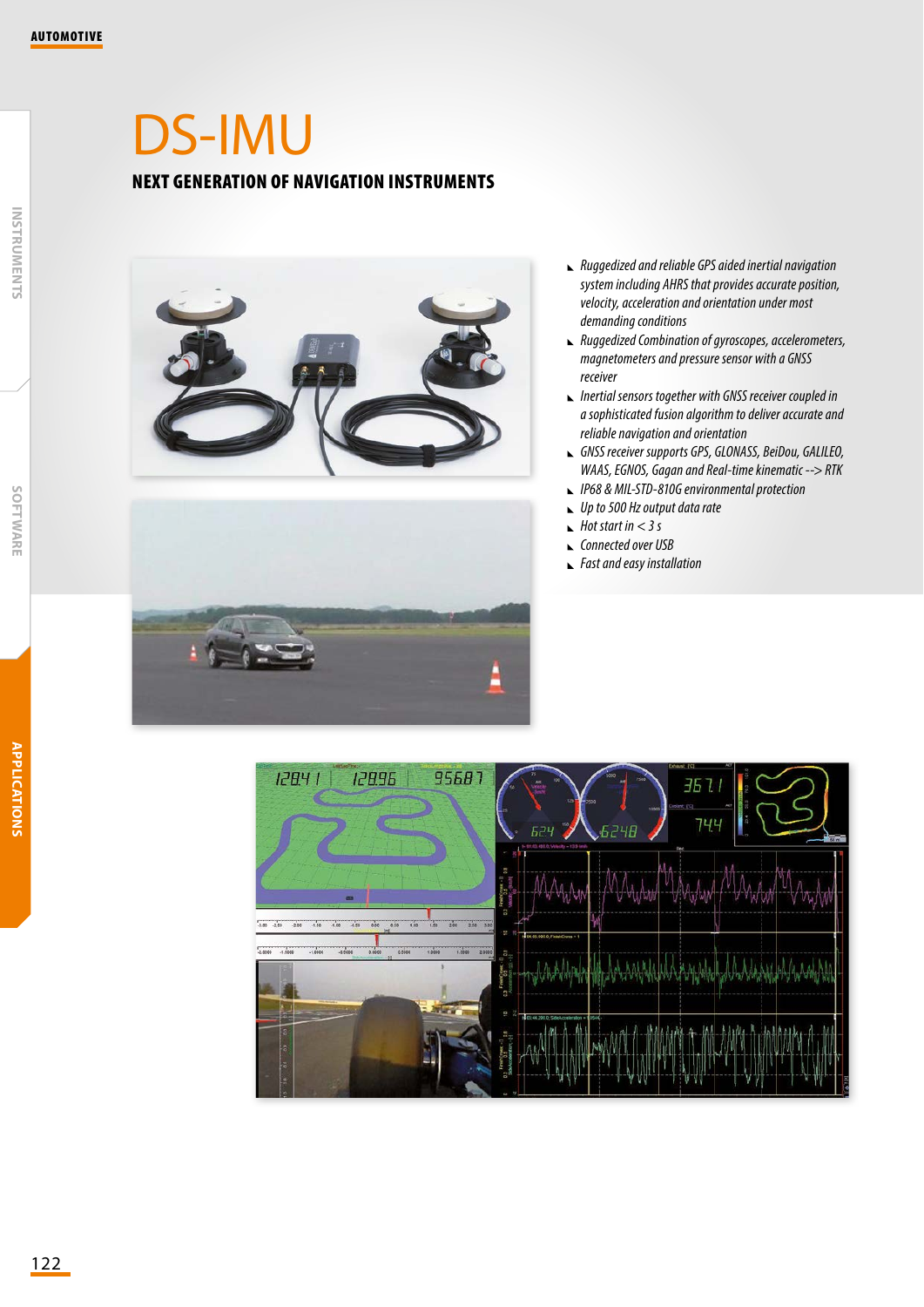# DS-IMU

## NEXT GENERATION OF NAVIGATION INSTRUMENTS

- *Ruggedized and reliable GPS aided inertial navigation system including AHRS that provides accurate position, velocity, acceleration and orientation under most demanding conditions*
- *Ruggedized Combination of gyroscopes, accelerometers, magnetometers and pressure sensor with a GNSS receiver*
- *Inertial sensors together with GNSS receiver coupled in a sophisticated fusion algorithm to deliver accurate and reliable navigation and orientation*
- *GNSS receiver supports GPS, GLONASS, BeiDou, GALILEO, WAAS, EGNOS, Gagan and Real-time kinematic --> RTK*
- *IP68 & MIL-STD-810G environmental protection*
- *Up to 500 Hz output data rate*
- *Hot start in < 3 s*
- *Connected over USB*
- *Fast and easy installation*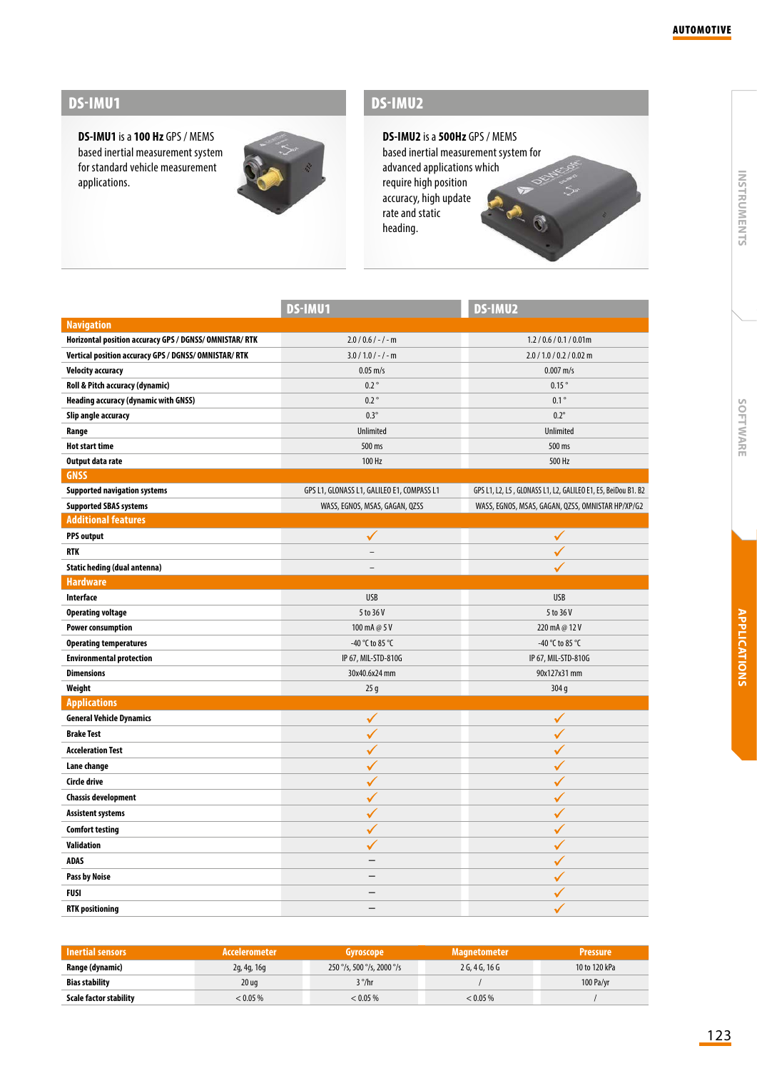## DS-IMU1

**DS-IMU1** is a **100 Hz** GPS / MEMS based inertial measurement system for standard vehicle measurement applications.

## DS-IMU2

**DS-IMU2** is a **500Hz** GPS / MEMS based inertial measurement system for advanced applications which require high position accuracy, high update rate and static heading.

| | DS-IMU1 | DS-IMU2 |
|---|---|---|
| **Navigation** | | |
| **Horizontal position accuracy GPS / DGNSS/ OMNISTAR/ RTK** | 2.0 / 0.6 / - / - m | 1.2 / 0.6 / 0.1 / 0.01m |
| **Vertical position accuracy GPS / DGNSS/ OMNISTAR/ RTK** | 3.0 / 1.0 / - / - m | 2.0 / 1.0 / 0.2 / 0.02 m |
| **Velocity accuracy** | 0.05 m/s | 0.007 m/s |
| **Roll & Pitch accuracy (dynamic)** | 0.2 ° | 0.15 ° |
| **Heading accuracy (dynamic with GNSS)** | 0.2 ° | 0.1 ° |
| **Slip angle accuracy** | 0.3° | 0.2° |
| **Range** | Unlimited | Unlimited |
| **Hot start time** | 500 ms | 500 ms |
| **Output data rate** | 100 Hz | 500 Hz |
| **GNSS** | | |
| **Supported navigation systems** | GPS L1, GLONASS L1, GALILEO E1, COMPASS L1 | GPS L1, L2, L5 , GLONASS L1, L2, GALILEO E1, E5, BeiDou B1. B2 |
| **Supported SBAS systems** | WASS, EGNOS, MSAS, GAGAN, QZSS | WASS, EGNOS, MSAS, GAGAN, QZSS, OMNISTAR HP/XP/G2 |
| **Additional features** | | |
| **PPS output** | ✓ | ✓ |
| **RTK** | – | ✓ |
| **Static heding (dual antenna)** | – | ✓ |
| **Hardware** | | |
| **Interface** | USB | USB |
| **Operating voltage** | 5 to 36 V | 5 to 36 V |
| **Power consumption** | 100 mA @ 5 V | 220 mA @ 12 V |
| **Operating temperatures** | -40 °C to 85 °C | -40 °C to 85 °C |
| **Environmental protection** | IP 67, MIL-STD-810G | IP 67, MIL-STD-810G |
| **Dimensions** | 30x40.6x24 mm | 90x127x31 mm |
| **Weight** | 25 g | 304 g |
| **Applications** | | |
| **General Vehicle Dynamics** | ✓ | ✓ |
| **Brake Test** | ✓ | ✓ |
| **Acceleration Test** | ✓ | ✓ |
| **Lane change** | ✓ | ✓ |
| **Circle drive** | ✓ | ✓ |
| **Chassis development** | ✓ | ✓ |
| **Assistent systems** | ✓ | ✓ |
| **Comfort testing** | ✓ | ✓ |
| **Validation** | ✓ | ✓ |
| **ADAS** | – | ✓ |
| **Pass by Noise** | – | ✓ |
| **FUSI** | – | ✓ |
| **RTK positioning** | – | ✓ |

| Inertial sensors | Accelerometer | Gyroscope | Magnetometer | Pressure |
|---|---|---|---|---|
| **Range (dynamic)** | 2g, 4g, 16g | 250 °/s, 500 °/s, 2000 °/s | 2 G, 4 G, 16 G | 10 to 120 kPa |
| **Bias stability** | 20 ug | 3 °/hr | / | 100 Pa/yr |
| **Scale factor stability** | < 0.05 % | < 0.05 % | < 0.05 % | / |